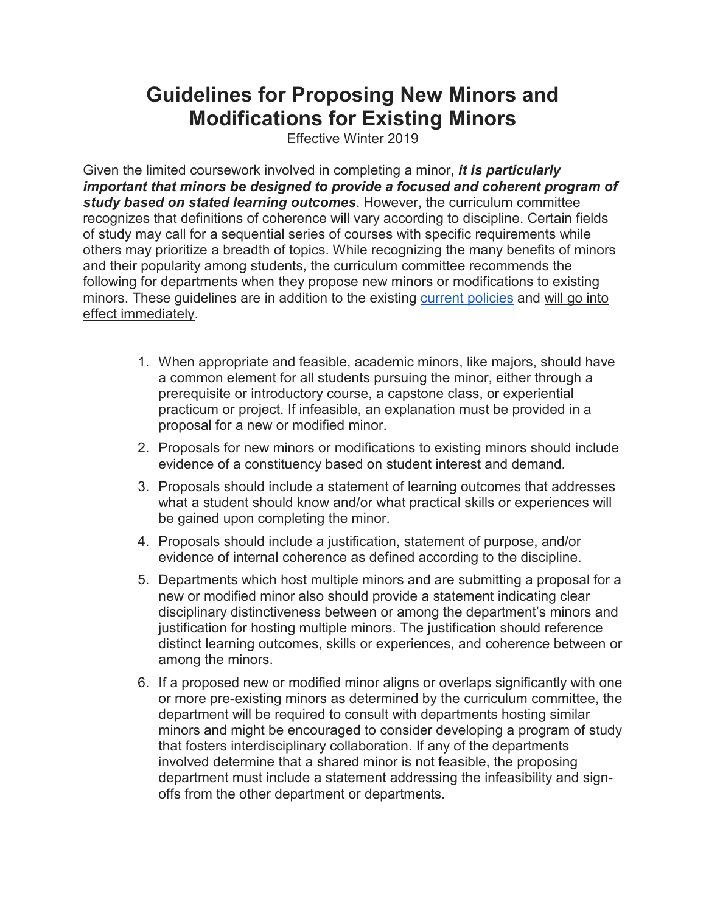# Guidelines for Proposing New Minors and Modifications for Existing Minors

Effective Winter 2019

Given the limited coursework involved in completing a minor, ***it is particularly important that minors be designed to provide a focused and coherent program of study based on stated learning outcomes***. However, the curriculum committee recognizes that definitions of coherence will vary according to discipline. Certain fields of study may call for a sequential series of courses with specific requirements while others may prioritize a breadth of topics. While recognizing the many benefits of minors and their popularity among students, the curriculum committee recommends the following for departments when they propose new minors or modifications to existing minors. These guidelines are in addition to the existing current policies and will go into effect immediately.

1. When appropriate and feasible, academic minors, like majors, should have a common element for all students pursuing the minor, either through a prerequisite or introductory course, a capstone class, or experiential practicum or project. If infeasible, an explanation must be provided in a proposal for a new or modified minor.
2. Proposals for new minors or modifications to existing minors should include evidence of a constituency based on student interest and demand.
3. Proposals should include a statement of learning outcomes that addresses what a student should know and/or what practical skills or experiences will be gained upon completing the minor.
4. Proposals should include a justification, statement of purpose, and/or evidence of internal coherence as defined according to the discipline.
5. Departments which host multiple minors and are submitting a proposal for a new or modified minor also should provide a statement indicating clear disciplinary distinctiveness between or among the department's minors and justification for hosting multiple minors. The justification should reference distinct learning outcomes, skills or experiences, and coherence between or among the minors.
6. If a proposed new or modified minor aligns or overlaps significantly with one or more pre-existing minors as determined by the curriculum committee, the department will be required to consult with departments hosting similar minors and might be encouraged to consider developing a program of study that fosters interdisciplinary collaboration. If any of the departments involved determine that a shared minor is not feasible, the proposing department must include a statement addressing the infeasibility and sign-offs from the other department or departments.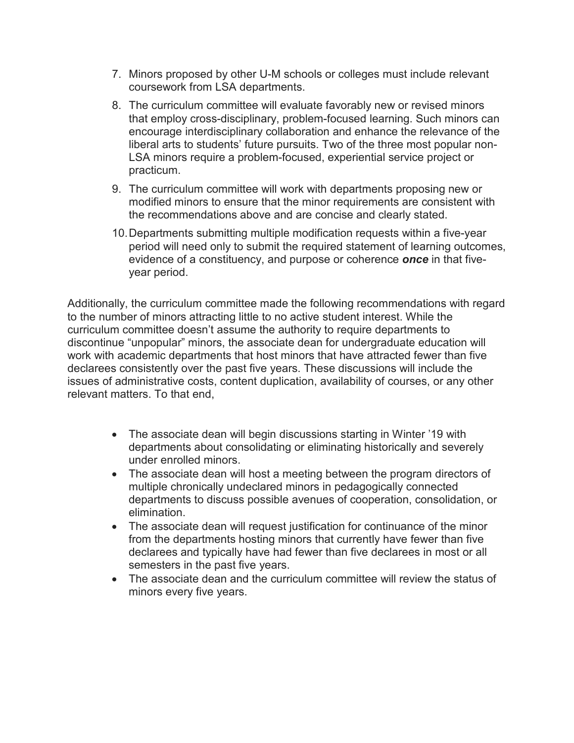7. Minors proposed by other U-M schools or colleges must include relevant coursework from LSA departments.
8. The curriculum committee will evaluate favorably new or revised minors that employ cross-disciplinary, problem-focused learning. Such minors can encourage interdisciplinary collaboration and enhance the relevance of the liberal arts to students' future pursuits. Two of the three most popular non-LSA minors require a problem-focused, experiential service project or practicum.
9. The curriculum committee will work with departments proposing new or modified minors to ensure that the minor requirements are consistent with the recommendations above and are concise and clearly stated.
10. Departments submitting multiple modification requests within a five-year period will need only to submit the required statement of learning outcomes, evidence of a constituency, and purpose or coherence ***once*** in that five-year period.

Additionally, the curriculum committee made the following recommendations with regard to the number of minors attracting little to no active student interest. While the curriculum committee doesn't assume the authority to require departments to discontinue "unpopular" minors, the associate dean for undergraduate education will work with academic departments that host minors that have attracted fewer than five declarees consistently over the past five years. These discussions will include the issues of administrative costs, content duplication, availability of courses, or any other relevant matters. To that end,

- The associate dean will begin discussions starting in Winter '19 with departments about consolidating or eliminating historically and severely under enrolled minors.
- The associate dean will host a meeting between the program directors of multiple chronically undeclared minors in pedagogically connected departments to discuss possible avenues of cooperation, consolidation, or elimination.
- The associate dean will request justification for continuance of the minor from the departments hosting minors that currently have fewer than five declarees and typically have had fewer than five declarees in most or all semesters in the past five years.
- The associate dean and the curriculum committee will review the status of minors every five years.